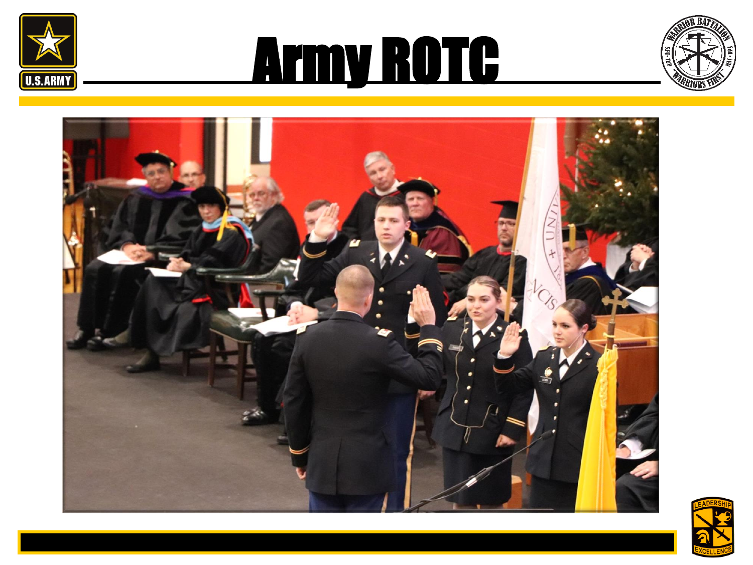# Army ROTC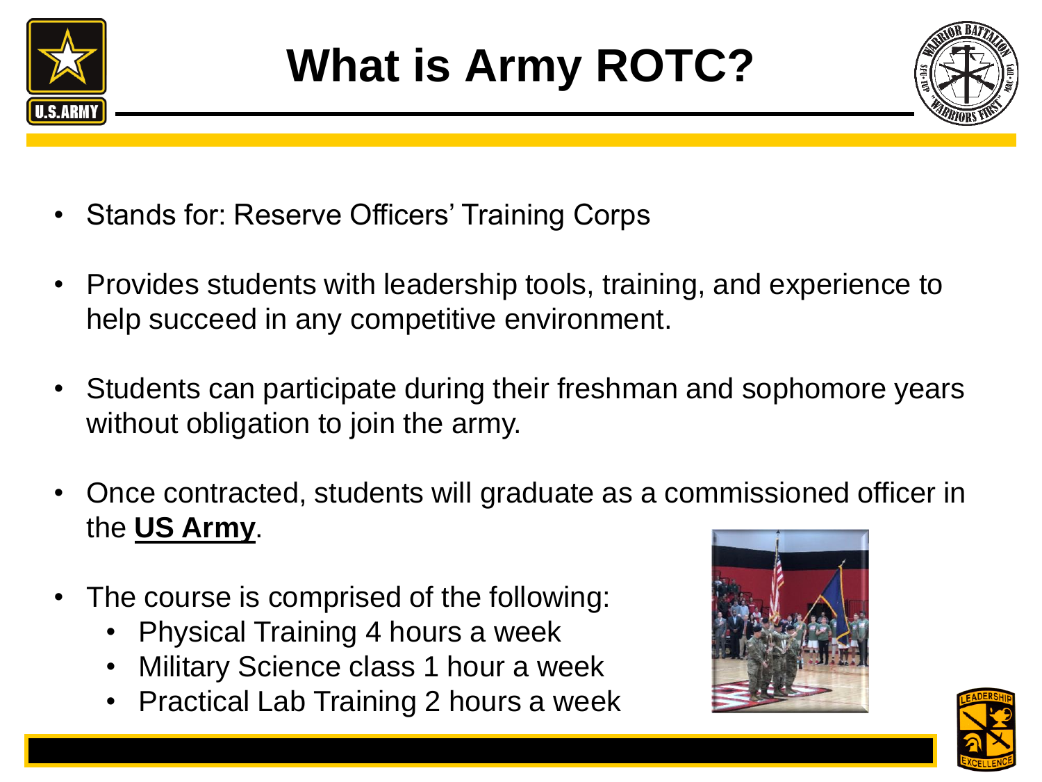# What is Army ROTC?

- Stands for: Reserve Officers' Training Corps
- Provides students with leadership tools, training, and experience to help succeed in any competitive environment.
- Students can participate during their freshman and sophomore years without obligation to join the army.
- Once contracted, students will graduate as a commissioned officer in the **US Army**.
- The course is comprised of the following:
  - Physical Training 4 hours a week
  - Military Science class 1 hour a week
  - Practical Lab Training 2 hours a week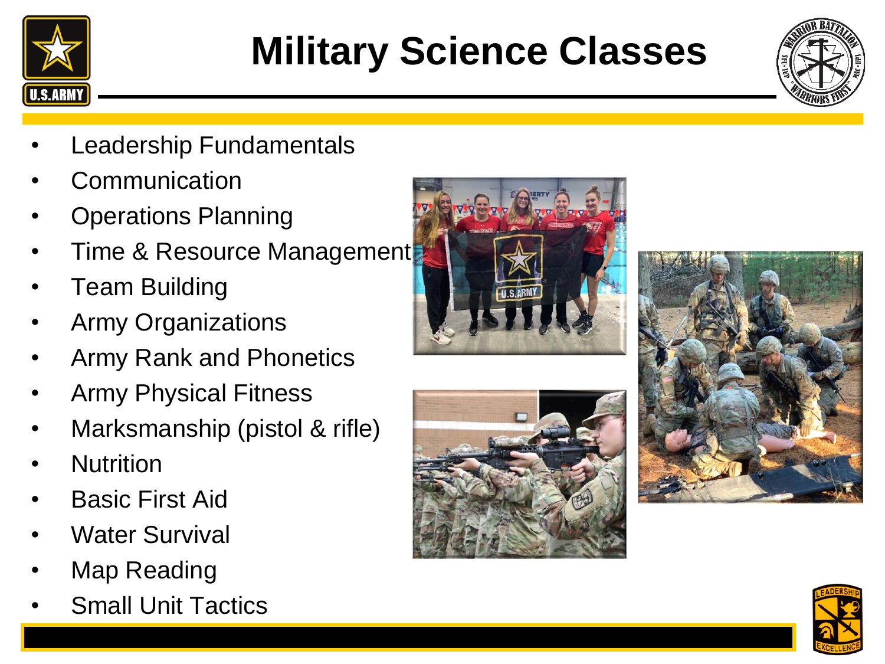# Military Science Classes

- Leadership Fundamentals
- Communication
- Operations Planning
- Time & Resource Management
- Team Building
- Army Organizations
- Army Rank and Phonetics
- Army Physical Fitness
- Marksmanship (pistol & rifle)
- Nutrition
- Basic First Aid
- Water Survival
- Map Reading
- Small Unit Tactics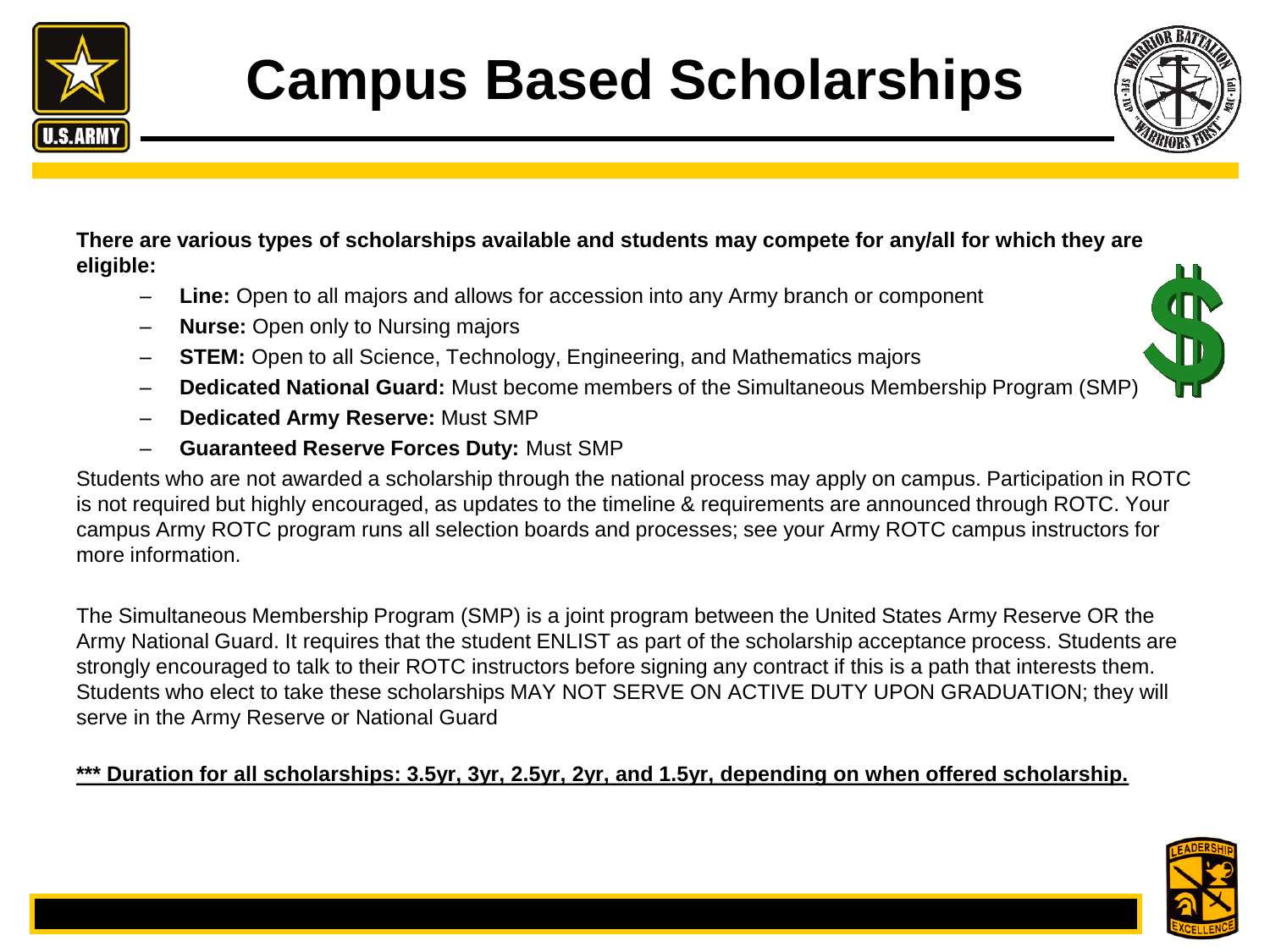# Campus Based Scholarships

**There are various types of scholarships available and students may compete for any/all for which they are eligible:**

- **Line:** Open to all majors and allows for accession into any Army branch or component
- **Nurse:** Open only to Nursing majors
- **STEM:** Open to all Science, Technology, Engineering, and Mathematics majors
- **Dedicated National Guard:** Must become members of the Simultaneous Membership Program (SMP)
- **Dedicated Army Reserve:** Must SMP
- **Guaranteed Reserve Forces Duty:** Must SMP

Students who are not awarded a scholarship through the national process may apply on campus. Participation in ROTC is not required but highly encouraged, as updates to the timeline & requirements are announced through ROTC. Your campus Army ROTC program runs all selection boards and processes; see your Army ROTC campus instructors for more information.

The Simultaneous Membership Program (SMP) is a joint program between the United States Army Reserve OR the Army National Guard. It requires that the student ENLIST as part of the scholarship acceptance process. Students are strongly encouraged to talk to their ROTC instructors before signing any contract if this is a path that interests them. Students who elect to take these scholarships MAY NOT SERVE ON ACTIVE DUTY UPON GRADUATION; they will serve in the Army Reserve or National Guard

***<u>*** Duration for all scholarships: 3.5yr, 3yr, 2.5yr, 2yr, and 1.5yr, depending on when offered scholarship.</u>***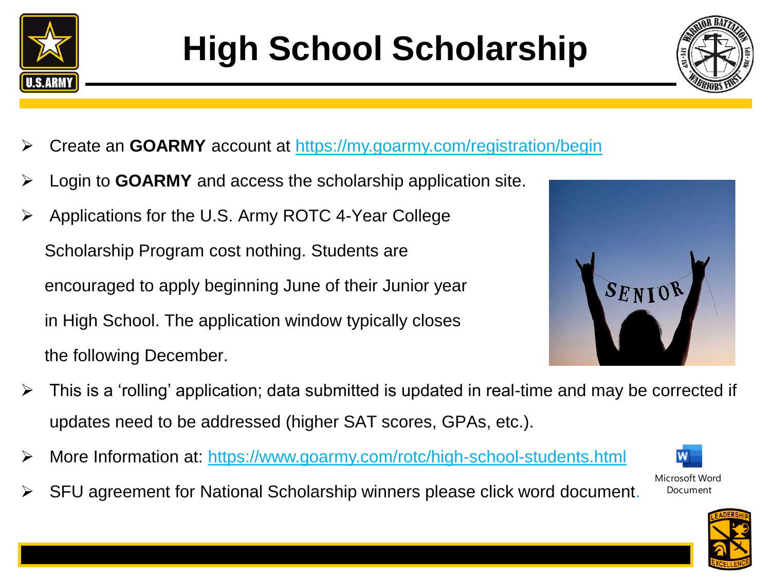# High School Scholarship

- Create an **GOARMY** account at https://my.goarmy.com/registration/begin
- Login to **GOARMY** and access the scholarship application site.
- Applications for the U.S. Army ROTC 4-Year College Scholarship Program cost nothing. Students are encouraged to apply beginning June of their Junior year in High School. The application window typically closes the following December.
- This is a 'rolling' application; data submitted is updated in real-time and may be corrected if updates need to be addressed (higher SAT scores, GPAs, etc.).
- More Information at: https://www.goarmy.com/rotc/high-school-students.html
- SFU agreement for National Scholarship winners please click word document.

Microsoft Word Document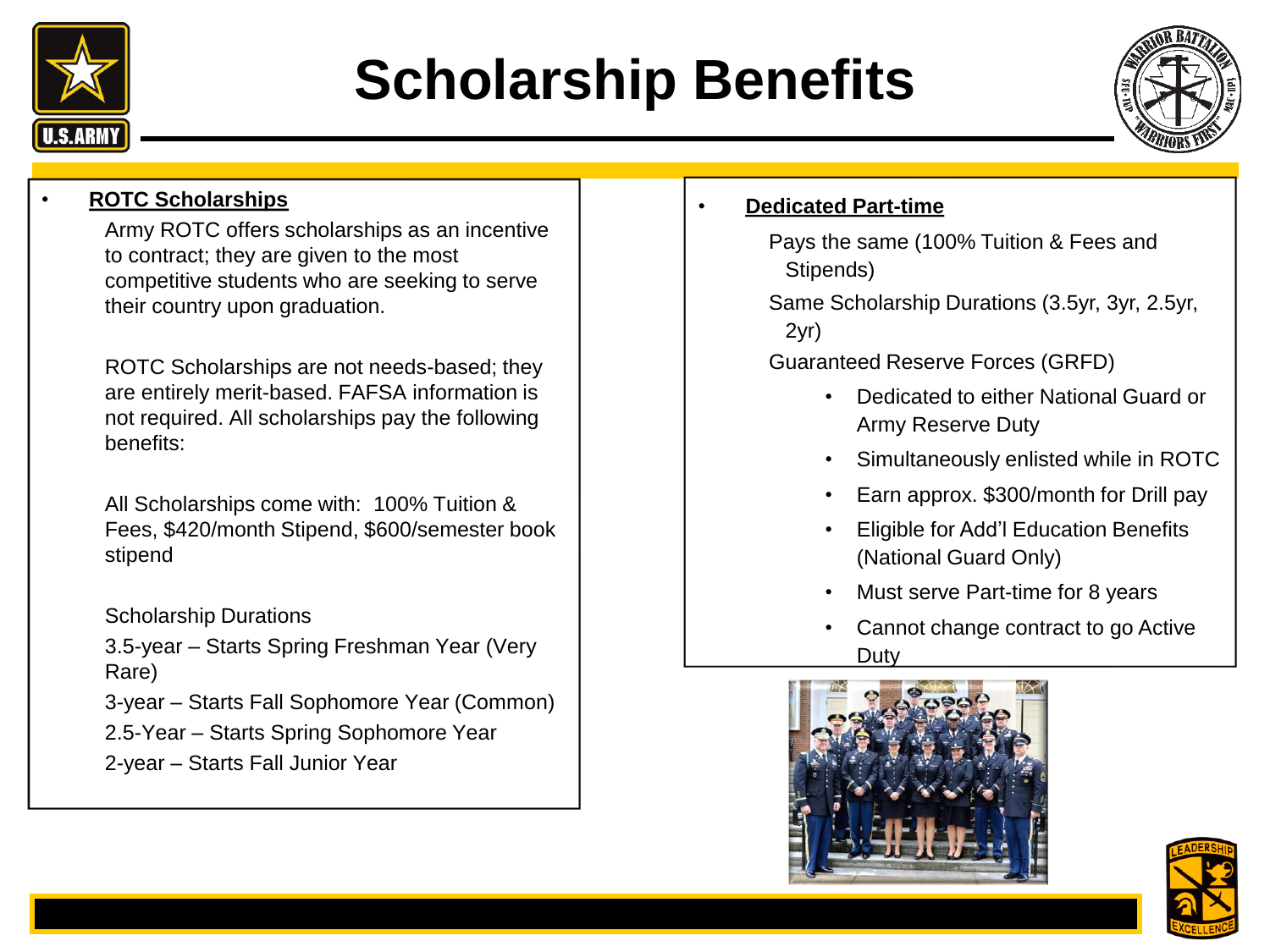# Scholarship Benefits

- **ROTC Scholarships**

  Army ROTC offers scholarships as an incentive to contract; they are given to the most competitive students who are seeking to serve their country upon graduation.

  ROTC Scholarships are not needs-based; they are entirely merit-based. FAFSA information is not required. All scholarships pay the following benefits:

  All Scholarships come with: 100% Tuition & Fees, $420/month Stipend, $600/semester book stipend

  Scholarship Durations

  3.5-year – Starts Spring Freshman Year (Very Rare)

  3-year – Starts Fall Sophomore Year (Common)

  2.5-Year – Starts Spring Sophomore Year

  2-year – Starts Fall Junior Year

- **Dedicated Part-time**

  Pays the same (100% Tuition & Fees and Stipends)

  Same Scholarship Durations (3.5yr, 3yr, 2.5yr, 2yr)

  Guaranteed Reserve Forces (GRFD)

  - Dedicated to either National Guard or Army Reserve Duty
  - Simultaneously enlisted while in ROTC
  - Earn approx. $300/month for Drill pay
  - Eligible for Add'l Education Benefits (National Guard Only)
  - Must serve Part-time for 8 years
  - Cannot change contract to go Active Duty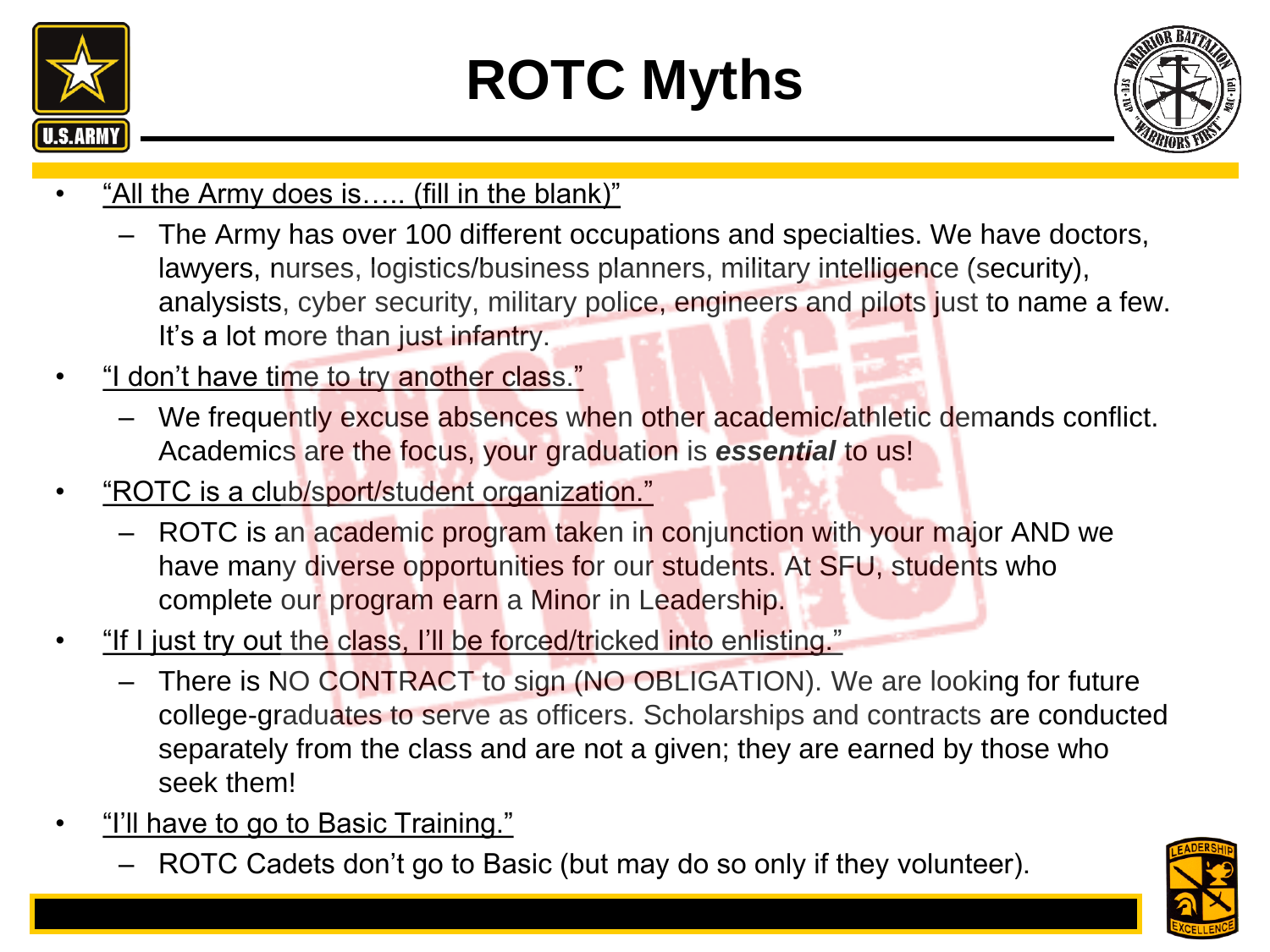# ROTC Myths

- <u>"All the Army does is….. (fill in the blank)"</u>
  - The Army has over 100 different occupations and specialties. We have doctors, lawyers, nurses, logistics/business planners, military intelligence (security), analysists, cyber security, military police, engineers and pilots just to name a few. It's a lot more than just infantry.
- <u>"I don't have time to try another class."</u>
  - We frequently excuse absences when other academic/athletic demands conflict. Academics are the focus, your graduation is ***essential*** to us!
- <u>"ROTC is a club/sport/student organization."</u>
  - ROTC is an academic program taken in conjunction with your major AND we have many diverse opportunities for our students. At SFU, students who complete our program earn a Minor in Leadership.
- <u>"If I just try out the class, I'll be forced/tricked into enlisting."</u>
  - There is NO CONTRACT to sign (NO OBLIGATION). We are looking for future college-graduates to serve as officers. Scholarships and contracts are conducted separately from the class and are not a given; they are earned by those who seek them!
- <u>"I'll have to go to Basic Training."</u>
  - ROTC Cadets don't go to Basic (but may do so only if they volunteer).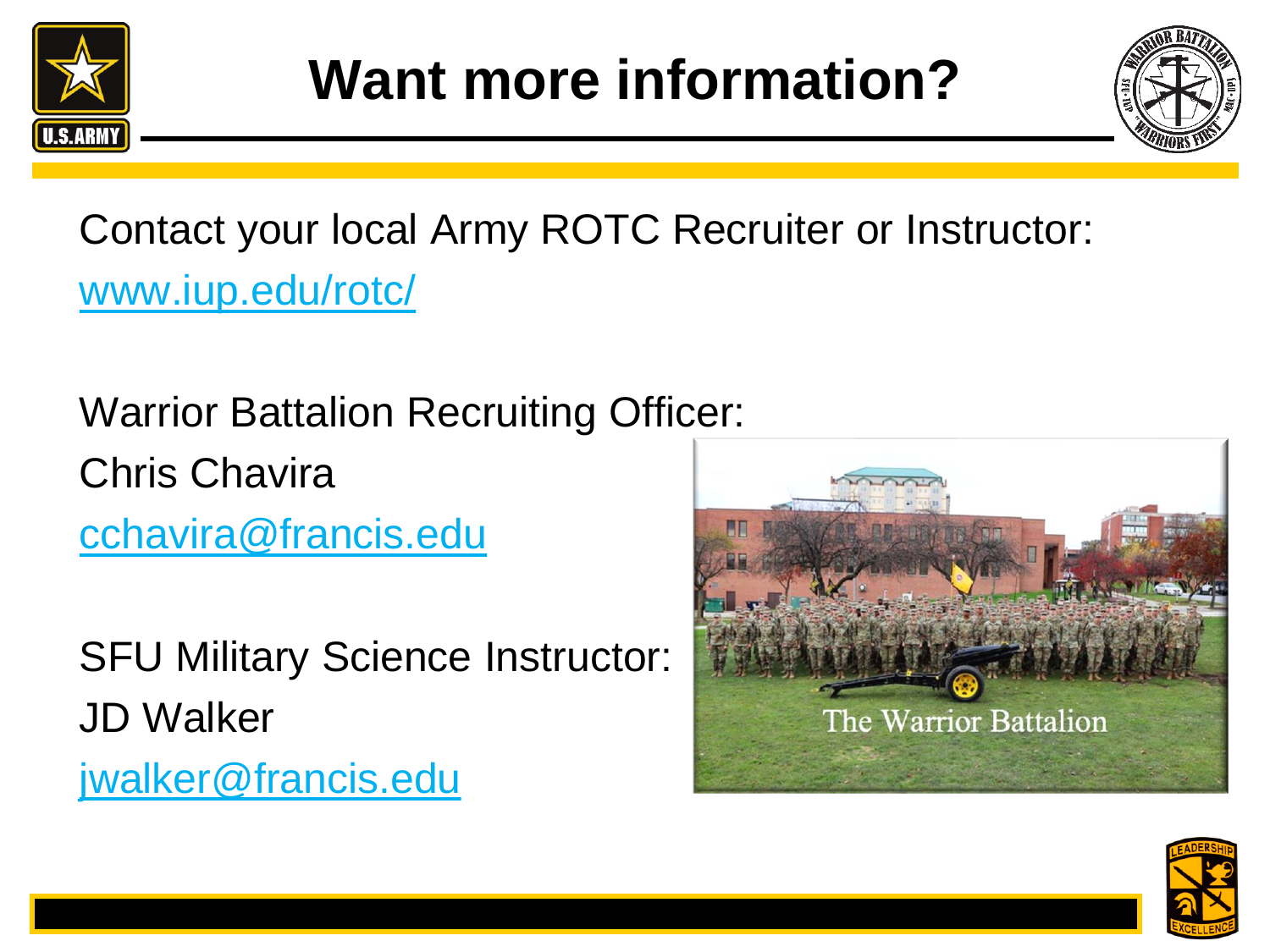# Want more information?

Contact your local Army ROTC Recruiter or Instructor:

www.iup.edu/rotc/

Warrior Battalion Recruiting Officer:

Chris Chavira

cchavira@francis.edu

SFU Military Science Instructor:

JD Walker

jwalker@francis.edu